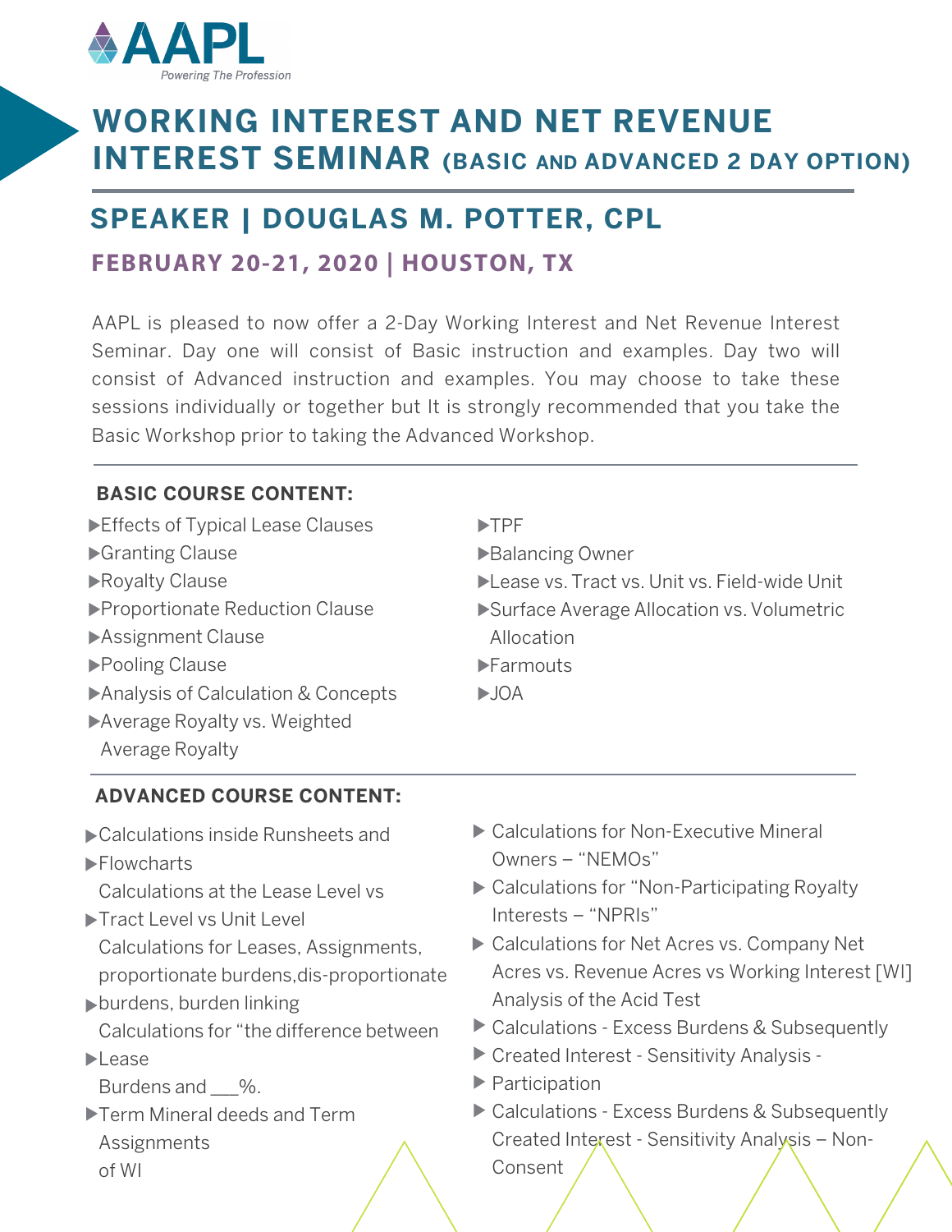AAPL
*Powering The Profession*

# WORKING INTEREST AND NET REVENUE INTEREST SEMINAR (BASIC AND ADVANCED 2 DAY OPTION)

## SPEAKER | DOUGLAS M. POTTER, CPL

### FEBRUARY 20-21, 2020 | HOUSTON, TX

AAPL is pleased to now offer a 2-Day Working Interest and Net Revenue Interest Seminar. Day one will consist of Basic instruction and examples. Day two will consist of Advanced instruction and examples. You may choose to take these sessions individually or together but It is strongly recommended that you take the Basic Workshop prior to taking the Advanced Workshop.

**BASIC COURSE CONTENT:**

- Effects of Typical Lease Clauses
- Granting Clause
- Royalty Clause
- Proportionate Reduction Clause
- Assignment Clause
- Pooling Clause
- Analysis of Calculation & Concepts
- Average Royalty vs. Weighted Average Royalty
- TPF
- Balancing Owner
- Lease vs. Tract vs. Unit vs. Field-wide Unit
- Surface Average Allocation vs. Volumetric Allocation
- Farmouts
- JOA

**ADVANCED COURSE CONTENT:**

- Calculations inside Runsheets and
- Flowcharts
  Calculations at the Lease Level vs
- Tract Level vs Unit Level
  Calculations for Leases, Assignments, proportionate burdens,dis-proportionate
- burdens, burden linking
  Calculations for "the difference between
- Lease
  Burdens and ___%.
- Term Mineral deeds and Term Assignments of WI
- Calculations for Non-Executive Mineral Owners – "NEMOs"
- Calculations for "Non-Participating Royalty Interests – "NPRIs"
- Calculations for Net Acres vs. Company Net Acres vs. Revenue Acres vs Working Interest [WI] Analysis of the Acid Test
- Calculations - Excess Burdens & Subsequently
- Created Interest - Sensitivity Analysis -
- Participation
- Calculations - Excess Burdens & Subsequently Created Interest - Sensitivity Analysis – Non-Consent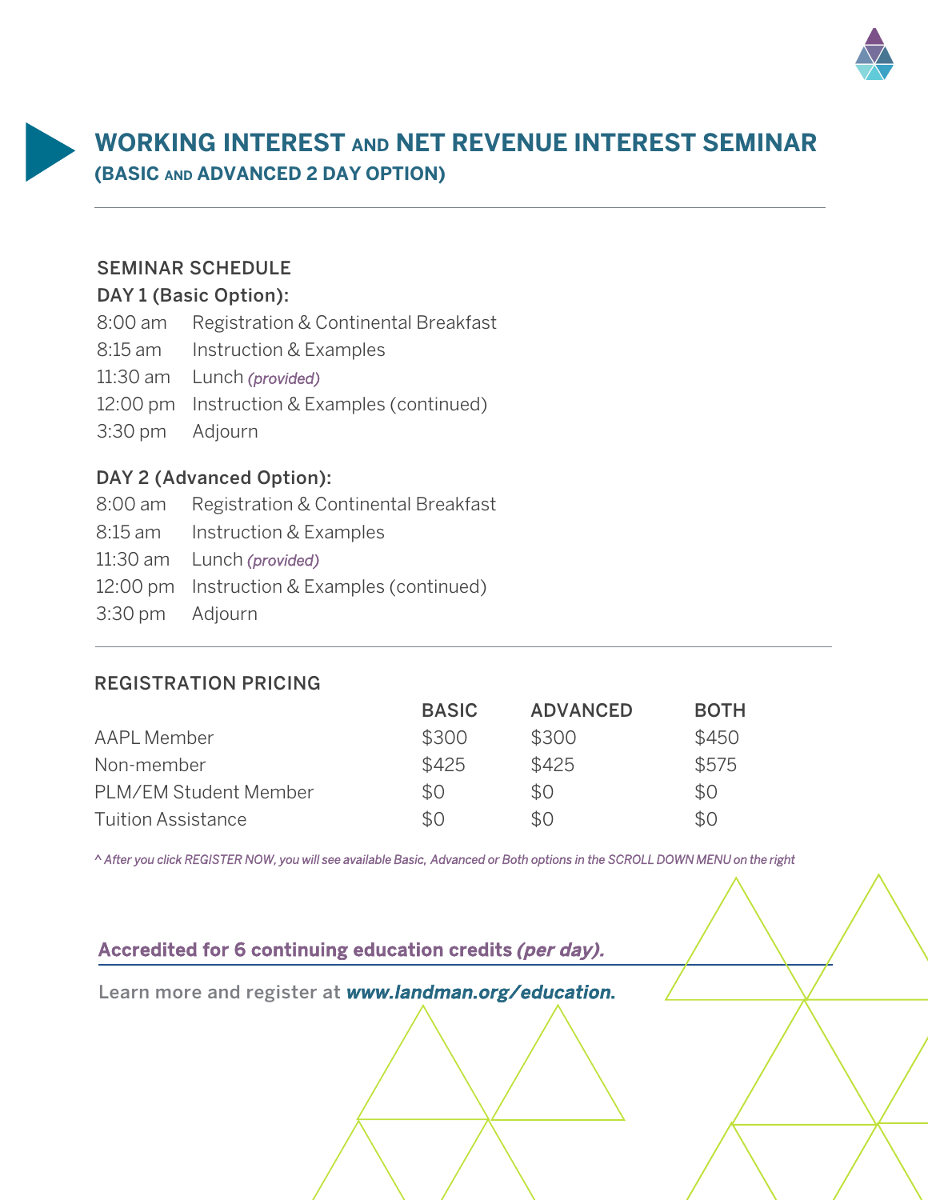# WORKING INTEREST AND NET REVENUE INTEREST SEMINAR

## (BASIC AND ADVANCED 2 DAY OPTION)

### SEMINAR SCHEDULE

**DAY 1 (Basic Option):**

| | |
|---|---|
| 8:00 am | Registration & Continental Breakfast |
| 8:15 am | Instruction & Examples |
| 11:30 am | Lunch *(provided)* |
| 12:00 pm | Instruction & Examples (continued) |
| 3:30 pm | Adjourn |

**DAY 2 (Advanced Option):**

| | |
|---|---|
| 8:00 am | Registration & Continental Breakfast |
| 8:15 am | Instruction & Examples |
| 11:30 am | Lunch *(provided)* |
| 12:00 pm | Instruction & Examples (continued) |
| 3:30 pm | Adjourn |

### REGISTRATION PRICING

| | BASIC | ADVANCED | BOTH |
|---|---|---|---|
| AAPL Member | $300 | $300 | $450 |
| Non-member | $425 | $425 | $575 |
| PLM/EM Student Member | $0 | $0 | $0 |
| Tuition Assistance | $0 | $0 | $0 |

*^ After you click REGISTER NOW, you will see available Basic, Advanced or Both options in the SCROLL DOWN MENU on the right*

**Accredited for 6 continuing education credits *(per day).***

**Learn more and register at *www.landman.org/education*.**